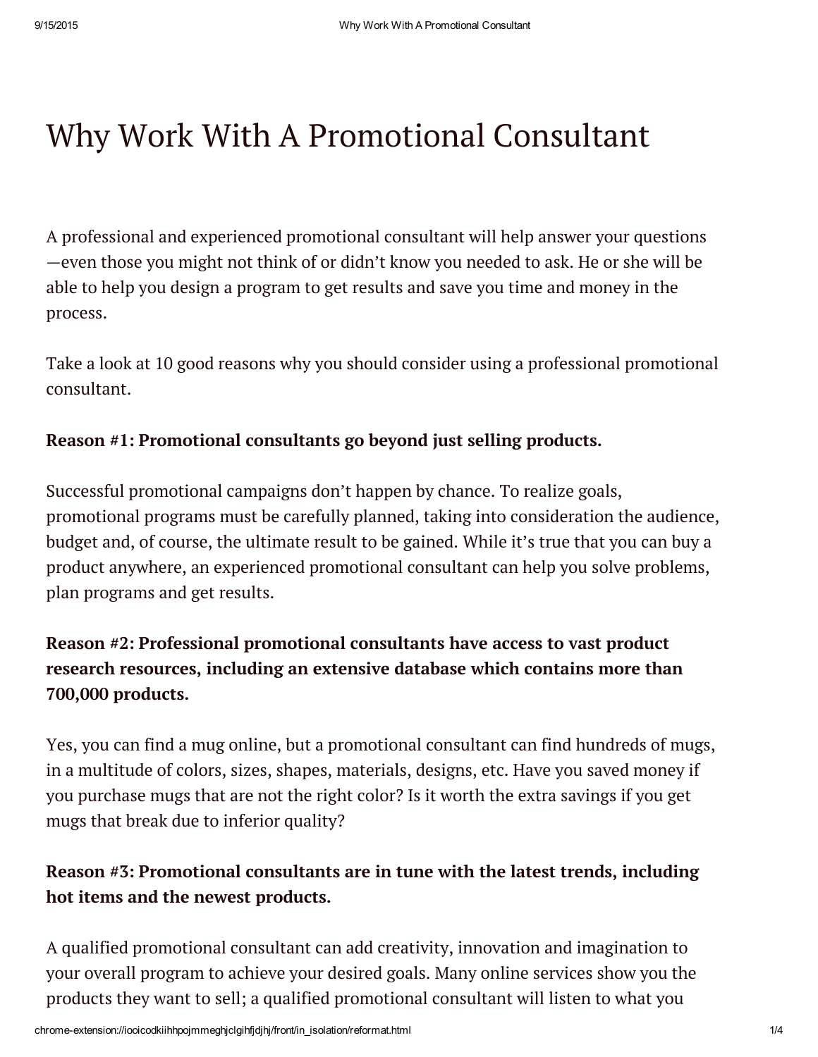# Why Work With A Promotional Consultant

A professional and experienced promotional consultant will help answer your questions—even those you might not think of or didn't know you needed to ask. He or she will be able to help you design a program to get results and save you time and money in the process.

Take a look at 10 good reasons why you should consider using a professional promotional consultant.

**Reason #1: Promotional consultants go beyond just selling products.**

Successful promotional campaigns don't happen by chance. To realize goals, promotional programs must be carefully planned, taking into consideration the audience, budget and, of course, the ultimate result to be gained. While it's true that you can buy a product anywhere, an experienced promotional consultant can help you solve problems, plan programs and get results.

**Reason #2: Professional promotional consultants have access to vast product research resources, including an extensive database which contains more than 700,000 products.**

Yes, you can find a mug online, but a promotional consultant can find hundreds of mugs, in a multitude of colors, sizes, shapes, materials, designs, etc. Have you saved money if you purchase mugs that are not the right color? Is it worth the extra savings if you get mugs that break due to inferior quality?

**Reason #3: Promotional consultants are in tune with the latest trends, including hot items and the newest products.**

A qualified promotional consultant can add creativity, innovation and imagination to your overall program to achieve your desired goals. Many online services show you the products they want to sell; a qualified promotional consultant will listen to what you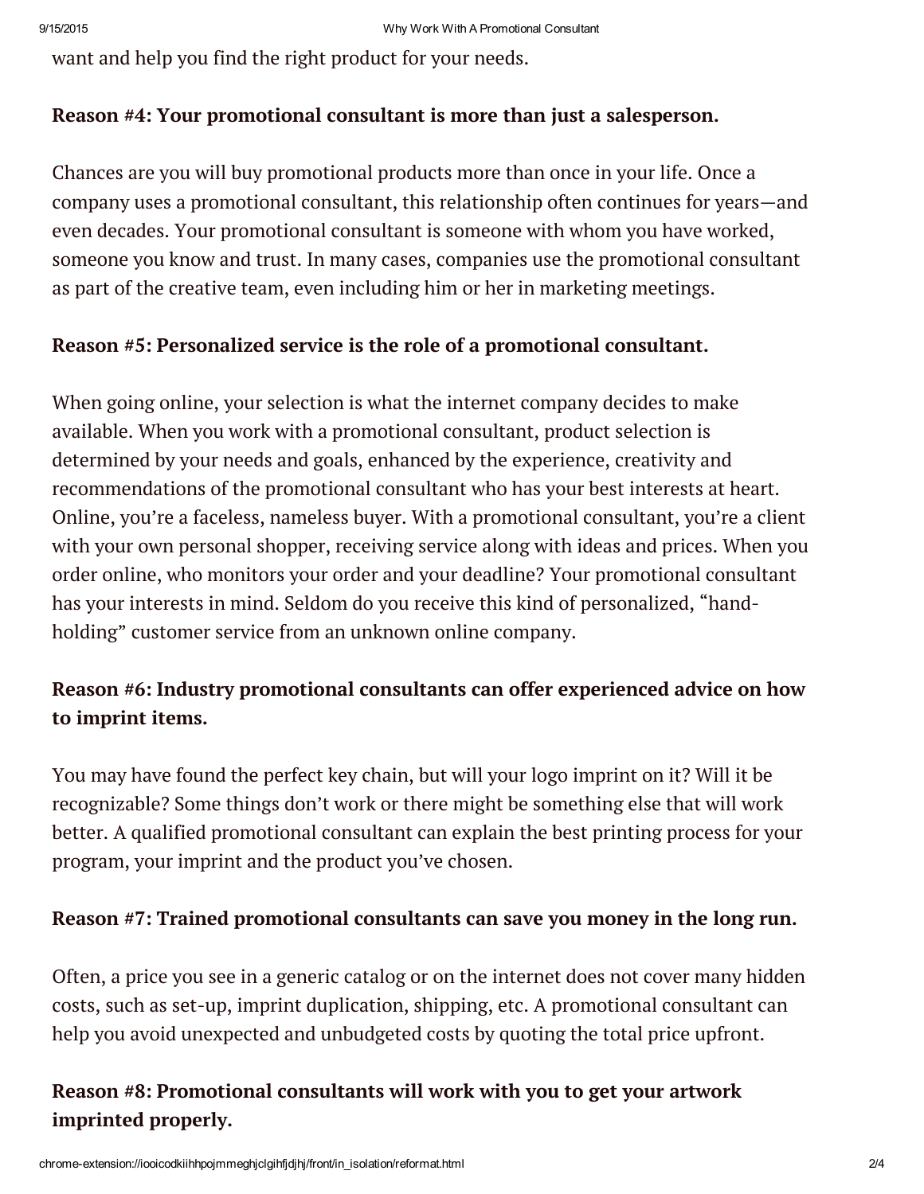want and help you find the right product for your needs.

**Reason #4: Your promotional consultant is more than just a salesperson.**

Chances are you will buy promotional products more than once in your life. Once a company uses a promotional consultant, this relationship often continues for years—and even decades. Your promotional consultant is someone with whom you have worked, someone you know and trust. In many cases, companies use the promotional consultant as part of the creative team, even including him or her in marketing meetings.

**Reason #5: Personalized service is the role of a promotional consultant.**

When going online, your selection is what the internet company decides to make available. When you work with a promotional consultant, product selection is determined by your needs and goals, enhanced by the experience, creativity and recommendations of the promotional consultant who has your best interests at heart. Online, you're a faceless, nameless buyer. With a promotional consultant, you're a client with your own personal shopper, receiving service along with ideas and prices. When you order online, who monitors your order and your deadline? Your promotional consultant has your interests in mind. Seldom do you receive this kind of personalized, "hand-holding" customer service from an unknown online company.

**Reason #6: Industry promotional consultants can offer experienced advice on how to imprint items.**

You may have found the perfect key chain, but will your logo imprint on it? Will it be recognizable? Some things don't work or there might be something else that will work better. A qualified promotional consultant can explain the best printing process for your program, your imprint and the product you've chosen.

**Reason #7: Trained promotional consultants can save you money in the long run.**

Often, a price you see in a generic catalog or on the internet does not cover many hidden costs, such as set-up, imprint duplication, shipping, etc. A promotional consultant can help you avoid unexpected and unbudgeted costs by quoting the total price upfront.

**Reason #8: Promotional consultants will work with you to get your artwork imprinted properly.**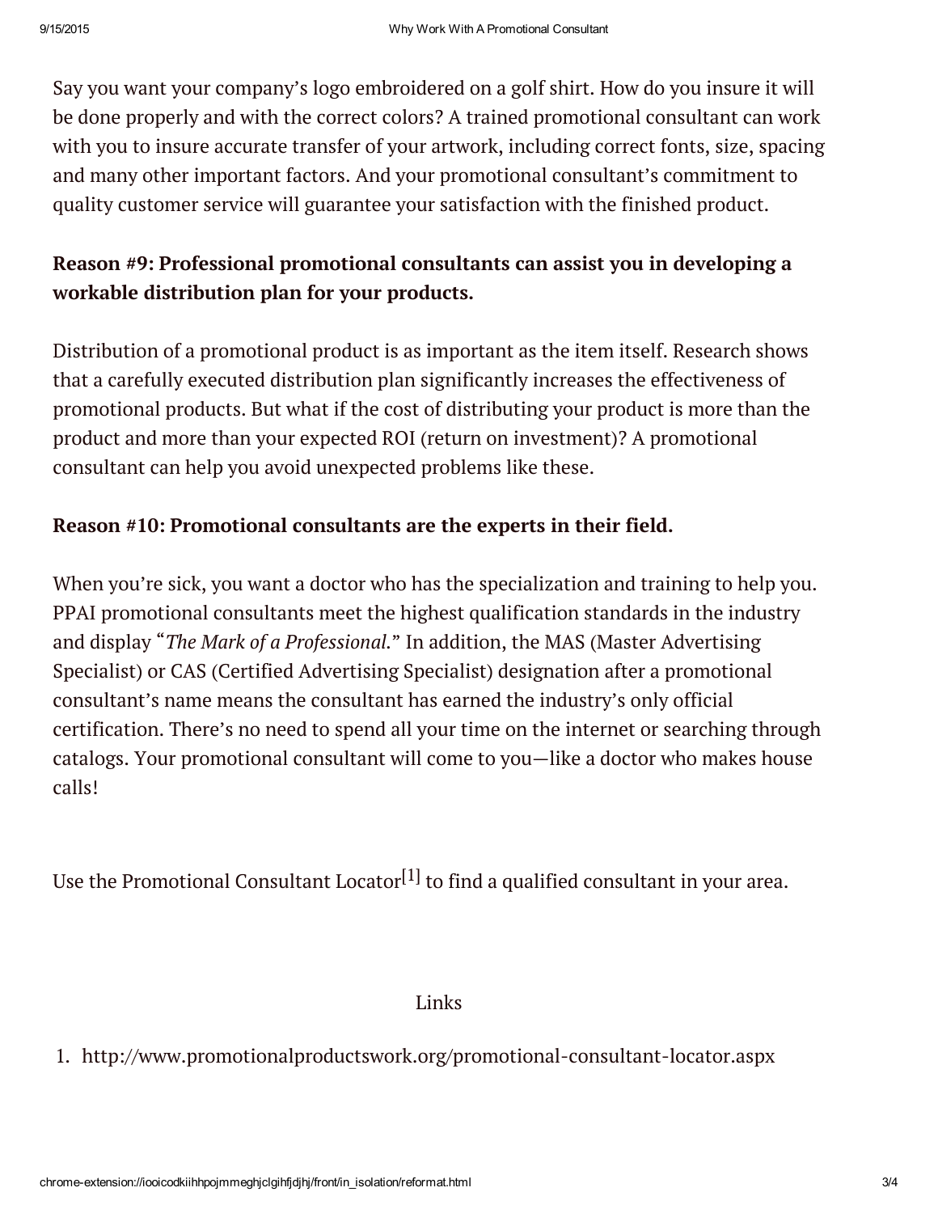Say you want your company's logo embroidered on a golf shirt. How do you insure it will be done properly and with the correct colors? A trained promotional consultant can work with you to insure accurate transfer of your artwork, including correct fonts, size, spacing and many other important factors. And your promotional consultant's commitment to quality customer service will guarantee your satisfaction with the finished product.

**Reason #9: Professional promotional consultants can assist you in developing a workable distribution plan for your products.**

Distribution of a promotional product is as important as the item itself. Research shows that a carefully executed distribution plan significantly increases the effectiveness of promotional products. But what if the cost of distributing your product is more than the product and more than your expected ROI (return on investment)? A promotional consultant can help you avoid unexpected problems like these.

**Reason #10: Promotional consultants are the experts in their field.**

When you're sick, you want a doctor who has the specialization and training to help you. PPAI promotional consultants meet the highest qualification standards in the industry and display "*The Mark of a Professional.*" In addition, the MAS (Master Advertising Specialist) or CAS (Certified Advertising Specialist) designation after a promotional consultant's name means the consultant has earned the industry's only official certification. There's no need to spend all your time on the internet or searching through catalogs. Your promotional consultant will come to you—like a doctor who makes house calls!

Use the Promotional Consultant Locator[1] to find a qualified consultant in your area.

Links

1. http://www.promotionalproductswork.org/promotional-consultant-locator.aspx